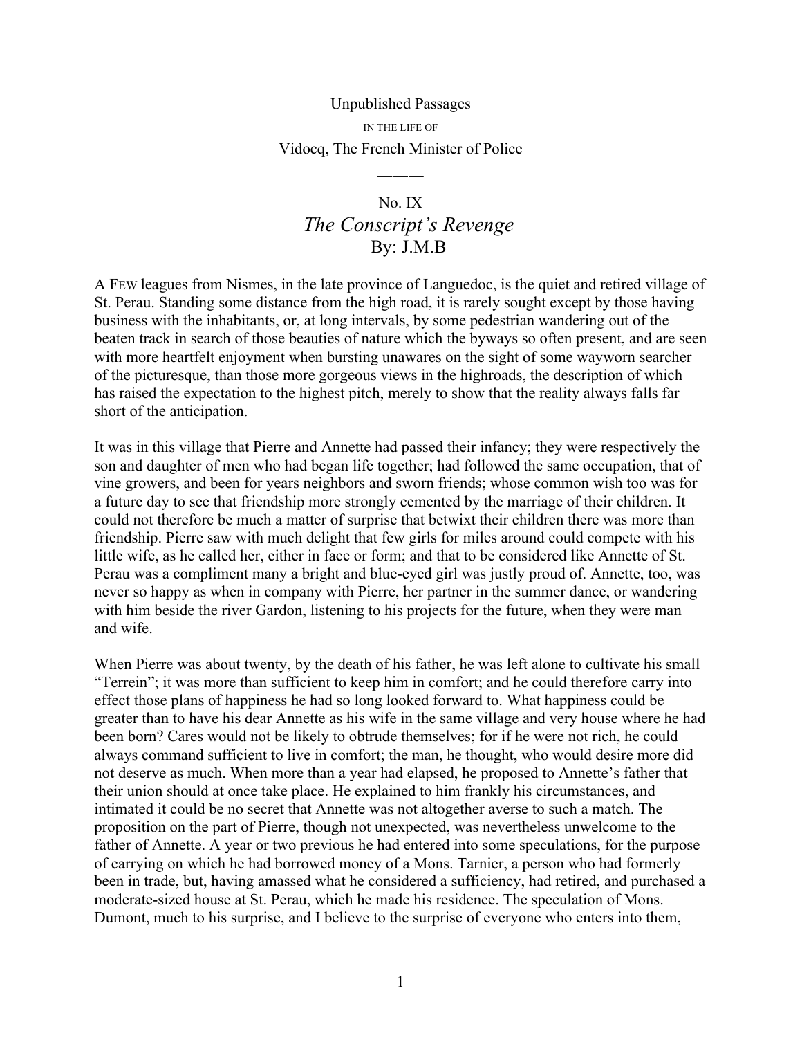Unpublished Passages

IN THE LIFE OF

Vidocq, The French Minister of Police

———

No. IX

# *The Conscript's Revenge*

By: J.M.B

A FEW leagues from Nismes, in the late province of Languedoc, is the quiet and retired village of St. Perau. Standing some distance from the high road, it is rarely sought except by those having business with the inhabitants, or, at long intervals, by some pedestrian wandering out of the beaten track in search of those beauties of nature which the byways so often present, and are seen with more heartfelt enjoyment when bursting unawares on the sight of some wayworn searcher of the picturesque, than those more gorgeous views in the highroads, the description of which has raised the expectation to the highest pitch, merely to show that the reality always falls far short of the anticipation.

It was in this village that Pierre and Annette had passed their infancy; they were respectively the son and daughter of men who had began life together; had followed the same occupation, that of vine growers, and been for years neighbors and sworn friends; whose common wish too was for a future day to see that friendship more strongly cemented by the marriage of their children. It could not therefore be much a matter of surprise that betwixt their children there was more than friendship. Pierre saw with much delight that few girls for miles around could compete with his little wife, as he called her, either in face or form; and that to be considered like Annette of St. Perau was a compliment many a bright and blue-eyed girl was justly proud of. Annette, too, was never so happy as when in company with Pierre, her partner in the summer dance, or wandering with him beside the river Gardon, listening to his projects for the future, when they were man and wife.

When Pierre was about twenty, by the death of his father, he was left alone to cultivate his small "Terrein"; it was more than sufficient to keep him in comfort; and he could therefore carry into effect those plans of happiness he had so long looked forward to. What happiness could be greater than to have his dear Annette as his wife in the same village and very house where he had been born? Cares would not be likely to obtrude themselves; for if he were not rich, he could always command sufficient to live in comfort; the man, he thought, who would desire more did not deserve as much. When more than a year had elapsed, he proposed to Annette's father that their union should at once take place. He explained to him frankly his circumstances, and intimated it could be no secret that Annette was not altogether averse to such a match. The proposition on the part of Pierre, though not unexpected, was nevertheless unwelcome to the father of Annette. A year or two previous he had entered into some speculations, for the purpose of carrying on which he had borrowed money of a Mons. Tarnier, a person who had formerly been in trade, but, having amassed what he considered a sufficiency, had retired, and purchased a moderate-sized house at St. Perau, which he made his residence. The speculation of Mons. Dumont, much to his surprise, and I believe to the surprise of everyone who enters into them,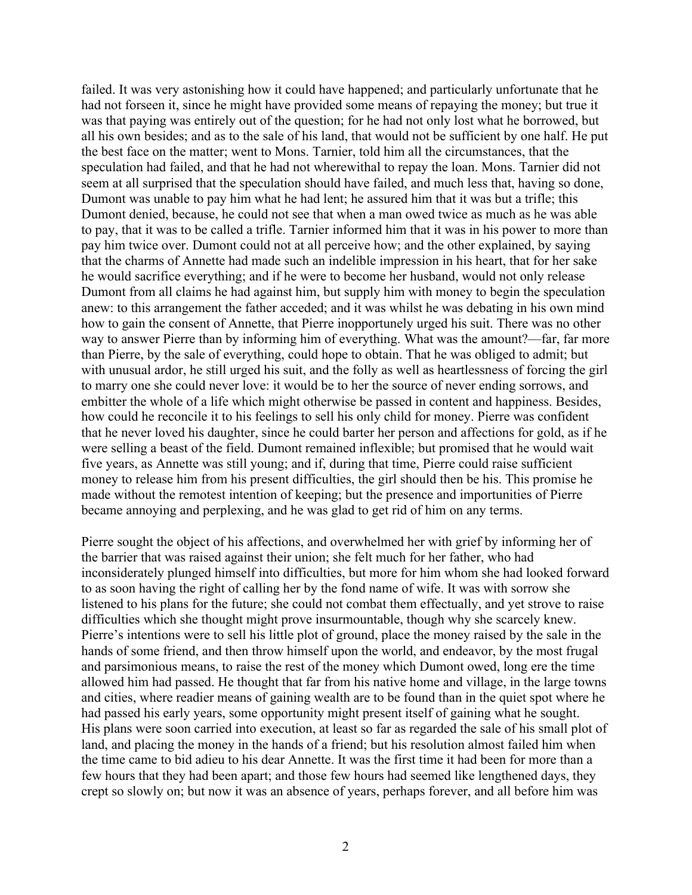failed. It was very astonishing how it could have happened; and particularly unfortunate that he had not forseen it, since he might have provided some means of repaying the money; but true it was that paying was entirely out of the question; for he had not only lost what he borrowed, but all his own besides; and as to the sale of his land, that would not be sufficient by one half. He put the best face on the matter; went to Mons. Tarnier, told him all the circumstances, that the speculation had failed, and that he had not wherewithal to repay the loan. Mons. Tarnier did not seem at all surprised that the speculation should have failed, and much less that, having so done, Dumont was unable to pay him what he had lent; he assured him that it was but a trifle; this Dumont denied, because, he could not see that when a man owed twice as much as he was able to pay, that it was to be called a trifle. Tarnier informed him that it was in his power to more than pay him twice over. Dumont could not at all perceive how; and the other explained, by saying that the charms of Annette had made such an indelible impression in his heart, that for her sake he would sacrifice everything; and if he were to become her husband, would not only release Dumont from all claims he had against him, but supply him with money to begin the speculation anew: to this arrangement the father acceded; and it was whilst he was debating in his own mind how to gain the consent of Annette, that Pierre inopportunely urged his suit. There was no other way to answer Pierre than by informing him of everything. What was the amount?—far, far more than Pierre, by the sale of everything, could hope to obtain. That he was obliged to admit; but with unusual ardor, he still urged his suit, and the folly as well as heartlessness of forcing the girl to marry one she could never love: it would be to her the source of never ending sorrows, and embitter the whole of a life which might otherwise be passed in content and happiness. Besides, how could he reconcile it to his feelings to sell his only child for money. Pierre was confident that he never loved his daughter, since he could barter her person and affections for gold, as if he were selling a beast of the field. Dumont remained inflexible; but promised that he would wait five years, as Annette was still young; and if, during that time, Pierre could raise sufficient money to release him from his present difficulties, the girl should then be his. This promise he made without the remotest intention of keeping; but the presence and importunities of Pierre became annoying and perplexing, and he was glad to get rid of him on any terms.

Pierre sought the object of his affections, and overwhelmed her with grief by informing her of the barrier that was raised against their union; she felt much for her father, who had inconsiderately plunged himself into difficulties, but more for him whom she had looked forward to as soon having the right of calling her by the fond name of wife. It was with sorrow she listened to his plans for the future; she could not combat them effectually, and yet strove to raise difficulties which she thought might prove insurmountable, though why she scarcely knew. Pierre's intentions were to sell his little plot of ground, place the money raised by the sale in the hands of some friend, and then throw himself upon the world, and endeavor, by the most frugal and parsimonious means, to raise the rest of the money which Dumont owed, long ere the time allowed him had passed. He thought that far from his native home and village, in the large towns and cities, where readier means of gaining wealth are to be found than in the quiet spot where he had passed his early years, some opportunity might present itself of gaining what he sought. His plans were soon carried into execution, at least so far as regarded the sale of his small plot of land, and placing the money in the hands of a friend; but his resolution almost failed him when the time came to bid adieu to his dear Annette. It was the first time it had been for more than a few hours that they had been apart; and those few hours had seemed like lengthened days, they crept so slowly on; but now it was an absence of years, perhaps forever, and all before him was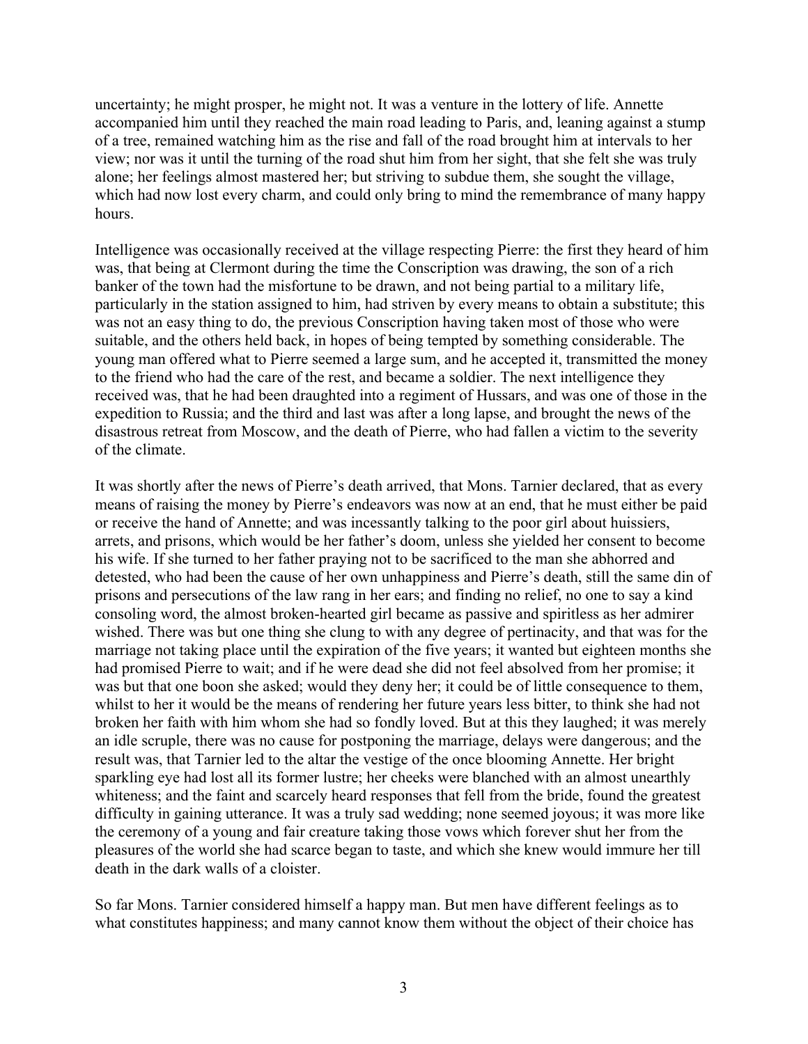uncertainty; he might prosper, he might not. It was a venture in the lottery of life. Annette accompanied him until they reached the main road leading to Paris, and, leaning against a stump of a tree, remained watching him as the rise and fall of the road brought him at intervals to her view; nor was it until the turning of the road shut him from her sight, that she felt she was truly alone; her feelings almost mastered her; but striving to subdue them, she sought the village, which had now lost every charm, and could only bring to mind the remembrance of many happy hours.

Intelligence was occasionally received at the village respecting Pierre: the first they heard of him was, that being at Clermont during the time the Conscription was drawing, the son of a rich banker of the town had the misfortune to be drawn, and not being partial to a military life, particularly in the station assigned to him, had striven by every means to obtain a substitute; this was not an easy thing to do, the previous Conscription having taken most of those who were suitable, and the others held back, in hopes of being tempted by something considerable. The young man offered what to Pierre seemed a large sum, and he accepted it, transmitted the money to the friend who had the care of the rest, and became a soldier. The next intelligence they received was, that he had been draughted into a regiment of Hussars, and was one of those in the expedition to Russia; and the third and last was after a long lapse, and brought the news of the disastrous retreat from Moscow, and the death of Pierre, who had fallen a victim to the severity of the climate.

It was shortly after the news of Pierre's death arrived, that Mons. Tarnier declared, that as every means of raising the money by Pierre's endeavors was now at an end, that he must either be paid or receive the hand of Annette; and was incessantly talking to the poor girl about huissiers, arrets, and prisons, which would be her father's doom, unless she yielded her consent to become his wife. If she turned to her father praying not to be sacrificed to the man she abhorred and detested, who had been the cause of her own unhappiness and Pierre's death, still the same din of prisons and persecutions of the law rang in her ears; and finding no relief, no one to say a kind consoling word, the almost broken-hearted girl became as passive and spiritless as her admirer wished. There was but one thing she clung to with any degree of pertinacity, and that was for the marriage not taking place until the expiration of the five years; it wanted but eighteen months she had promised Pierre to wait; and if he were dead she did not feel absolved from her promise; it was but that one boon she asked; would they deny her; it could be of little consequence to them, whilst to her it would be the means of rendering her future years less bitter, to think she had not broken her faith with him whom she had so fondly loved. But at this they laughed; it was merely an idle scruple, there was no cause for postponing the marriage, delays were dangerous; and the result was, that Tarnier led to the altar the vestige of the once blooming Annette. Her bright sparkling eye had lost all its former lustre; her cheeks were blanched with an almost unearthly whiteness; and the faint and scarcely heard responses that fell from the bride, found the greatest difficulty in gaining utterance. It was a truly sad wedding; none seemed joyous; it was more like the ceremony of a young and fair creature taking those vows which forever shut her from the pleasures of the world she had scarce began to taste, and which she knew would immure her till death in the dark walls of a cloister.

So far Mons. Tarnier considered himself a happy man. But men have different feelings as to what constitutes happiness; and many cannot know them without the object of their choice has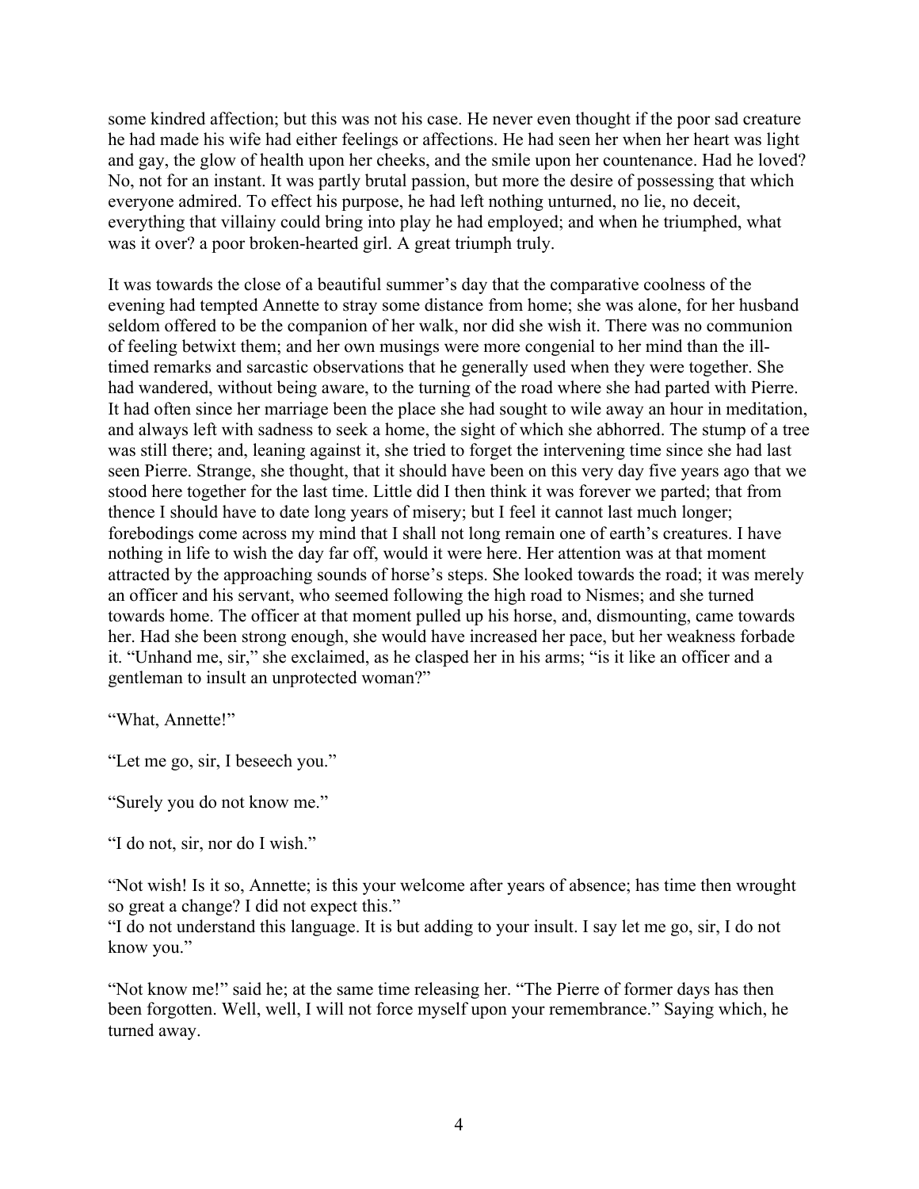some kindred affection; but this was not his case. He never even thought if the poor sad creature he had made his wife had either feelings or affections. He had seen her when her heart was light and gay, the glow of health upon her cheeks, and the smile upon her countenance. Had he loved? No, not for an instant. It was partly brutal passion, but more the desire of possessing that which everyone admired. To effect his purpose, he had left nothing unturned, no lie, no deceit, everything that villainy could bring into play he had employed; and when he triumphed, what was it over? a poor broken-hearted girl. A great triumph truly.

It was towards the close of a beautiful summer's day that the comparative coolness of the evening had tempted Annette to stray some distance from home; she was alone, for her husband seldom offered to be the companion of her walk, nor did she wish it. There was no communion of feeling betwixt them; and her own musings were more congenial to her mind than the ill-timed remarks and sarcastic observations that he generally used when they were together. She had wandered, without being aware, to the turning of the road where she had parted with Pierre. It had often since her marriage been the place she had sought to wile away an hour in meditation, and always left with sadness to seek a home, the sight of which she abhorred. The stump of a tree was still there; and, leaning against it, she tried to forget the intervening time since she had last seen Pierre. Strange, she thought, that it should have been on this very day five years ago that we stood here together for the last time. Little did I then think it was forever we parted; that from thence I should have to date long years of misery; but I feel it cannot last much longer; forebodings come across my mind that I shall not long remain one of earth's creatures. I have nothing in life to wish the day far off, would it were here. Her attention was at that moment attracted by the approaching sounds of horse's steps. She looked towards the road; it was merely an officer and his servant, who seemed following the high road to Nismes; and she turned towards home. The officer at that moment pulled up his horse, and, dismounting, came towards her. Had she been strong enough, she would have increased her pace, but her weakness forbade it. "Unhand me, sir," she exclaimed, as he clasped her in his arms; "is it like an officer and a gentleman to insult an unprotected woman?"

"What, Annette!"

"Let me go, sir, I beseech you."

"Surely you do not know me."

"I do not, sir, nor do I wish."

"Not wish! Is it so, Annette; is this your welcome after years of absence; has time then wrought so great a change? I did not expect this."

"I do not understand this language. It is but adding to your insult. I say let me go, sir, I do not know you."

"Not know me!" said he; at the same time releasing her. "The Pierre of former days has then been forgotten. Well, well, I will not force myself upon your remembrance." Saying which, he turned away.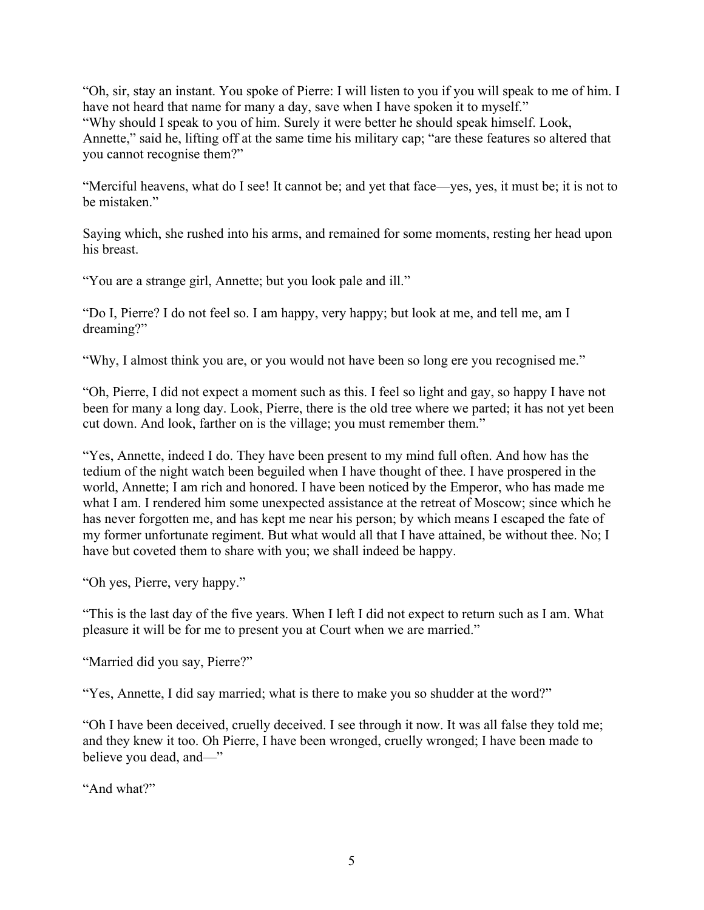"Oh, sir, stay an instant. You spoke of Pierre: I will listen to you if you will speak to me of him. I have not heard that name for many a day, save when I have spoken it to myself."
"Why should I speak to you of him. Surely it were better he should speak himself. Look, Annette," said he, lifting off at the same time his military cap; "are these features so altered that you cannot recognise them?"

"Merciful heavens, what do I see! It cannot be; and yet that face—yes, yes, it must be; it is not to be mistaken."

Saying which, she rushed into his arms, and remained for some moments, resting her head upon his breast.

"You are a strange girl, Annette; but you look pale and ill."

"Do I, Pierre? I do not feel so. I am happy, very happy; but look at me, and tell me, am I dreaming?"

"Why, I almost think you are, or you would not have been so long ere you recognised me."

"Oh, Pierre, I did not expect a moment such as this. I feel so light and gay, so happy I have not been for many a long day. Look, Pierre, there is the old tree where we parted; it has not yet been cut down. And look, farther on is the village; you must remember them."

"Yes, Annette, indeed I do. They have been present to my mind full often. And how has the tedium of the night watch been beguiled when I have thought of thee. I have prospered in the world, Annette; I am rich and honored. I have been noticed by the Emperor, who has made me what I am. I rendered him some unexpected assistance at the retreat of Moscow; since which he has never forgotten me, and has kept me near his person; by which means I escaped the fate of my former unfortunate regiment. But what would all that I have attained, be without thee. No; I have but coveted them to share with you; we shall indeed be happy.

"Oh yes, Pierre, very happy."

"This is the last day of the five years. When I left I did not expect to return such as I am. What pleasure it will be for me to present you at Court when we are married."

"Married did you say, Pierre?"

"Yes, Annette, I did say married; what is there to make you so shudder at the word?"

"Oh I have been deceived, cruelly deceived. I see through it now. It was all false they told me; and they knew it too. Oh Pierre, I have been wronged, cruelly wronged; I have been made to believe you dead, and—"

"And what?"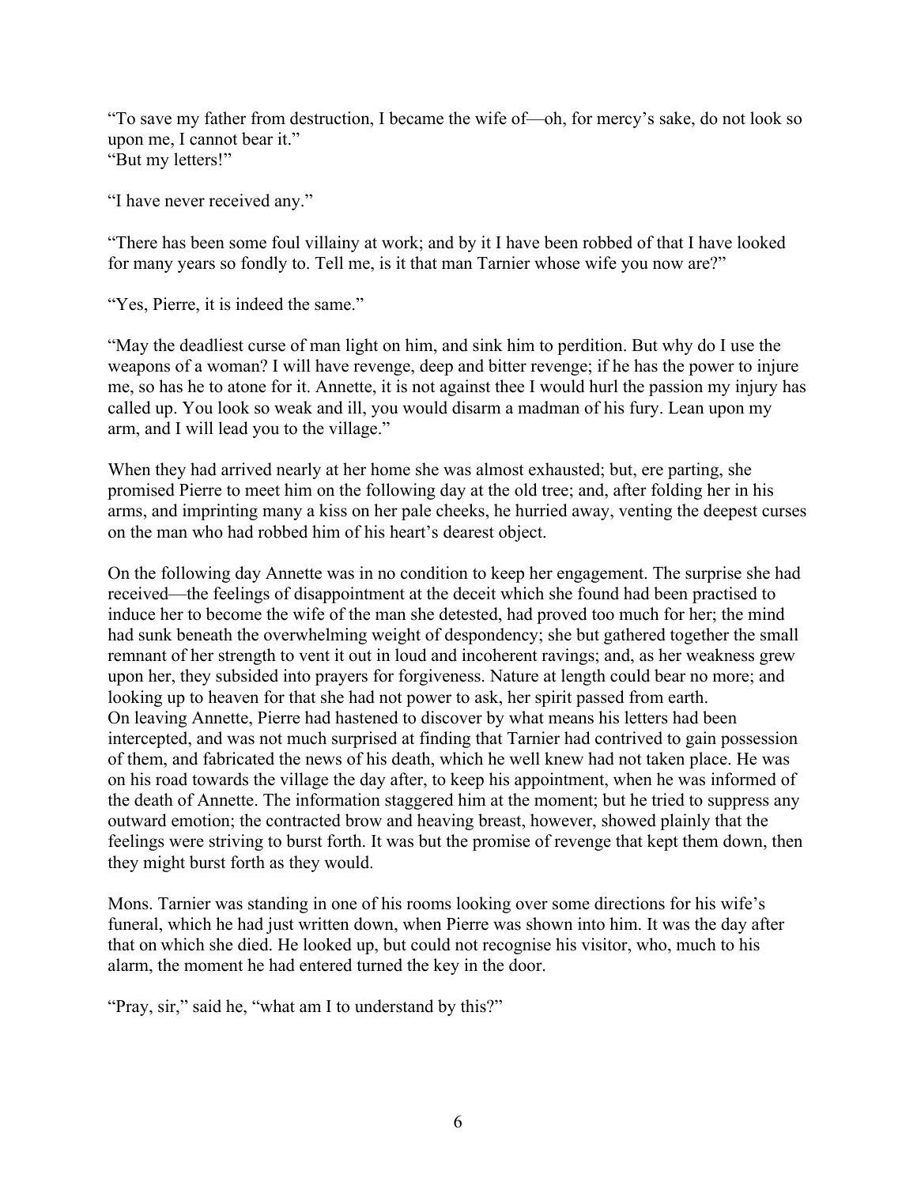"To save my father from destruction, I became the wife of—oh, for mercy's sake, do not look so upon me, I cannot bear it."
"But my letters!"

"I have never received any."

"There has been some foul villainy at work; and by it I have been robbed of that I have looked for many years so fondly to. Tell me, is it that man Tarnier whose wife you now are?"

"Yes, Pierre, it is indeed the same."

"May the deadliest curse of man light on him, and sink him to perdition. But why do I use the weapons of a woman? I will have revenge, deep and bitter revenge; if he has the power to injure me, so has he to atone for it. Annette, it is not against thee I would hurl the passion my injury has called up. You look so weak and ill, you would disarm a madman of his fury. Lean upon my arm, and I will lead you to the village."

When they had arrived nearly at her home she was almost exhausted; but, ere parting, she promised Pierre to meet him on the following day at the old tree; and, after folding her in his arms, and imprinting many a kiss on her pale cheeks, he hurried away, venting the deepest curses on the man who had robbed him of his heart's dearest object.

On the following day Annette was in no condition to keep her engagement. The surprise she had received—the feelings of disappointment at the deceit which she found had been practised to induce her to become the wife of the man she detested, had proved too much for her; the mind had sunk beneath the overwhelming weight of despondency; she but gathered together the small remnant of her strength to vent it out in loud and incoherent ravings; and, as her weakness grew upon her, they subsided into prayers for forgiveness. Nature at length could bear no more; and looking up to heaven for that she had not power to ask, her spirit passed from earth.
On leaving Annette, Pierre had hastened to discover by what means his letters had been intercepted, and was not much surprised at finding that Tarnier had contrived to gain possession of them, and fabricated the news of his death, which he well knew had not taken place. He was on his road towards the village the day after, to keep his appointment, when he was informed of the death of Annette. The information staggered him at the moment; but he tried to suppress any outward emotion; the contracted brow and heaving breast, however, showed plainly that the feelings were striving to burst forth. It was but the promise of revenge that kept them down, then they might burst forth as they would.

Mons. Tarnier was standing in one of his rooms looking over some directions for his wife's funeral, which he had just written down, when Pierre was shown into him. It was the day after that on which she died. He looked up, but could not recognise his visitor, who, much to his alarm, the moment he had entered turned the key in the door.

"Pray, sir," said he, "what am I to understand by this?"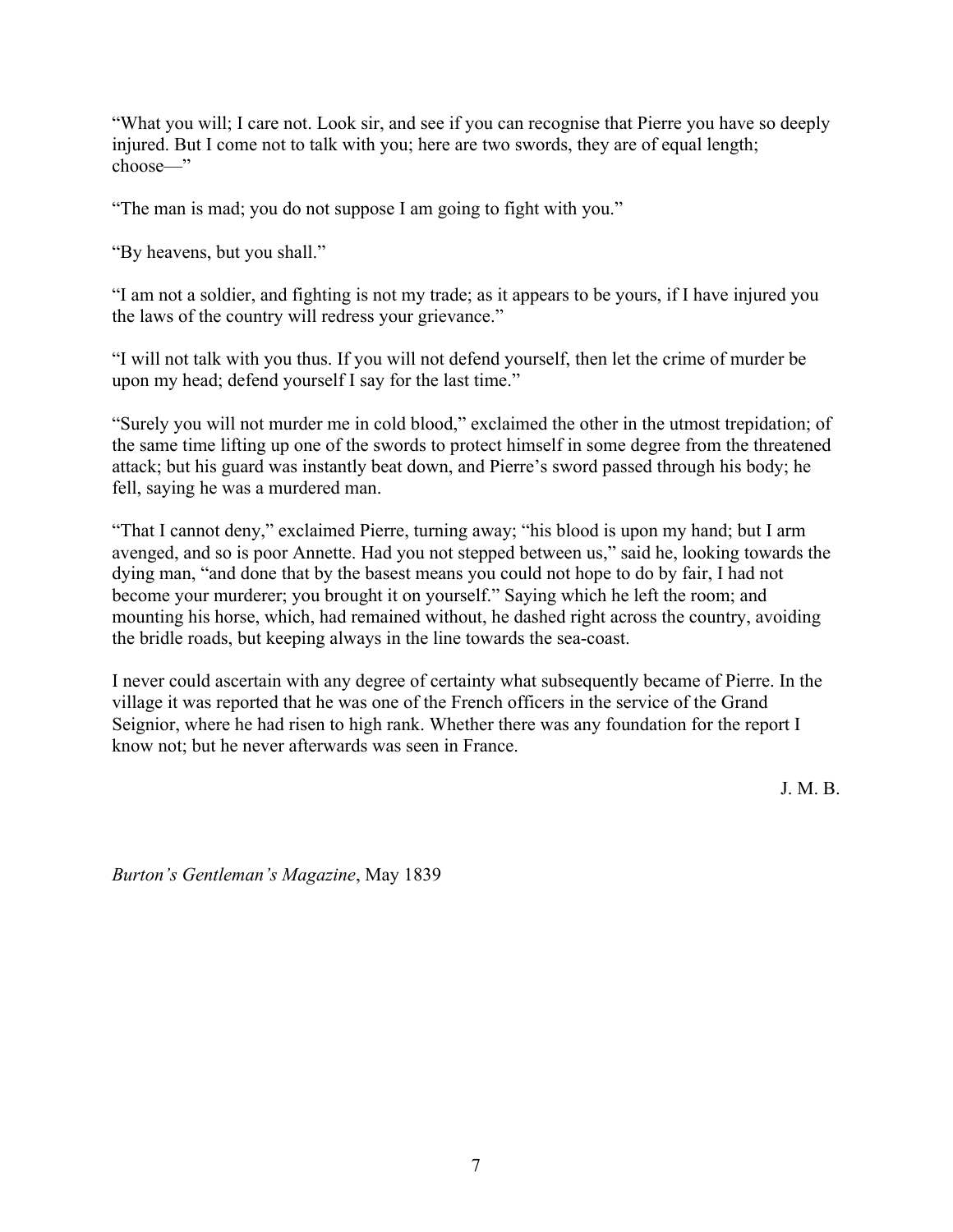"What you will; I care not. Look sir, and see if you can recognise that Pierre you have so deeply injured. But I come not to talk with you; here are two swords, they are of equal length; choose—"

"The man is mad; you do not suppose I am going to fight with you."

"By heavens, but you shall."

"I am not a soldier, and fighting is not my trade; as it appears to be yours, if I have injured you the laws of the country will redress your grievance."

"I will not talk with you thus. If you will not defend yourself, then let the crime of murder be upon my head; defend yourself I say for the last time."

"Surely you will not murder me in cold blood," exclaimed the other in the utmost trepidation; of the same time lifting up one of the swords to protect himself in some degree from the threatened attack; but his guard was instantly beat down, and Pierre's sword passed through his body; he fell, saying he was a murdered man.

"That I cannot deny," exclaimed Pierre, turning away; "his blood is upon my hand; but I arm avenged, and so is poor Annette. Had you not stepped between us," said he, looking towards the dying man, "and done that by the basest means you could not hope to do by fair, I had not become your murderer; you brought it on yourself." Saying which he left the room; and mounting his horse, which, had remained without, he dashed right across the country, avoiding the bridle roads, but keeping always in the line towards the sea-coast.

I never could ascertain with any degree of certainty what subsequently became of Pierre. In the village it was reported that he was one of the French officers in the service of the Grand Seignior, where he had risen to high rank. Whether there was any foundation for the report I know not; but he never afterwards was seen in France.

J. M. B.

*Burton's Gentleman's Magazine*, May 1839